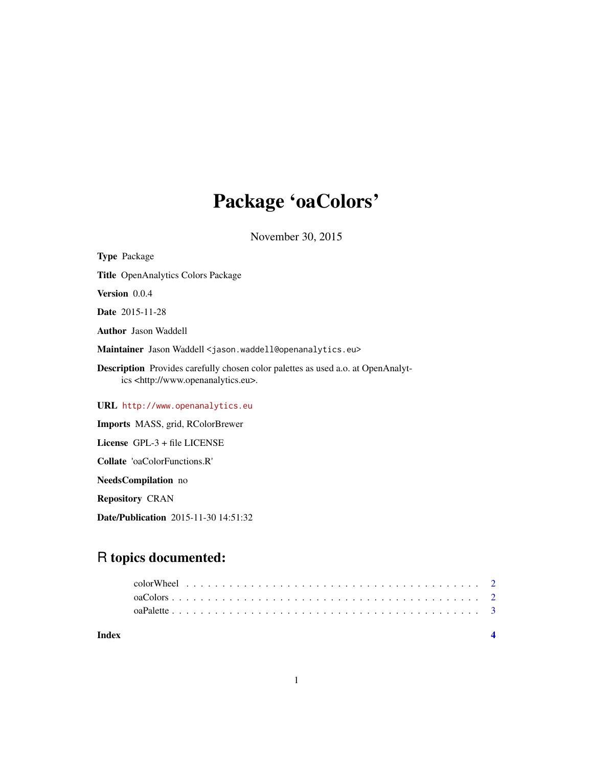# Package 'oaColors'

November 30, 2015

**Type** Package

**Title** OpenAnalytics Colors Package

**Version** 0.0.4

**Date** 2015-11-28

**Author** Jason Waddell

**Maintainer** Jason Waddell <jason.waddell@openanalytics.eu>

**Description** Provides carefully chosen color palettes as used a.o. at OpenAnalytics <http://www.openanalytics.eu>.

**URL** http://www.openanalytics.eu

**Imports** MASS, grid, RColorBrewer

**License** GPL-3 + file LICENSE

**Collate** 'oaColorFunctions.R'

**NeedsCompilation** no

**Repository** CRAN

**Date/Publication** 2015-11-30 14:51:32

## R topics documented:

colorWheel . . . . . . . . . . . . . . . . . . . . . . . . . . . . . . . . . . . . . . . . 2
oaColors . . . . . . . . . . . . . . . . . . . . . . . . . . . . . . . . . . . . . . . . . 2
oaPalette . . . . . . . . . . . . . . . . . . . . . . . . . . . . . . . . . . . . . . . . . 3

**Index** 4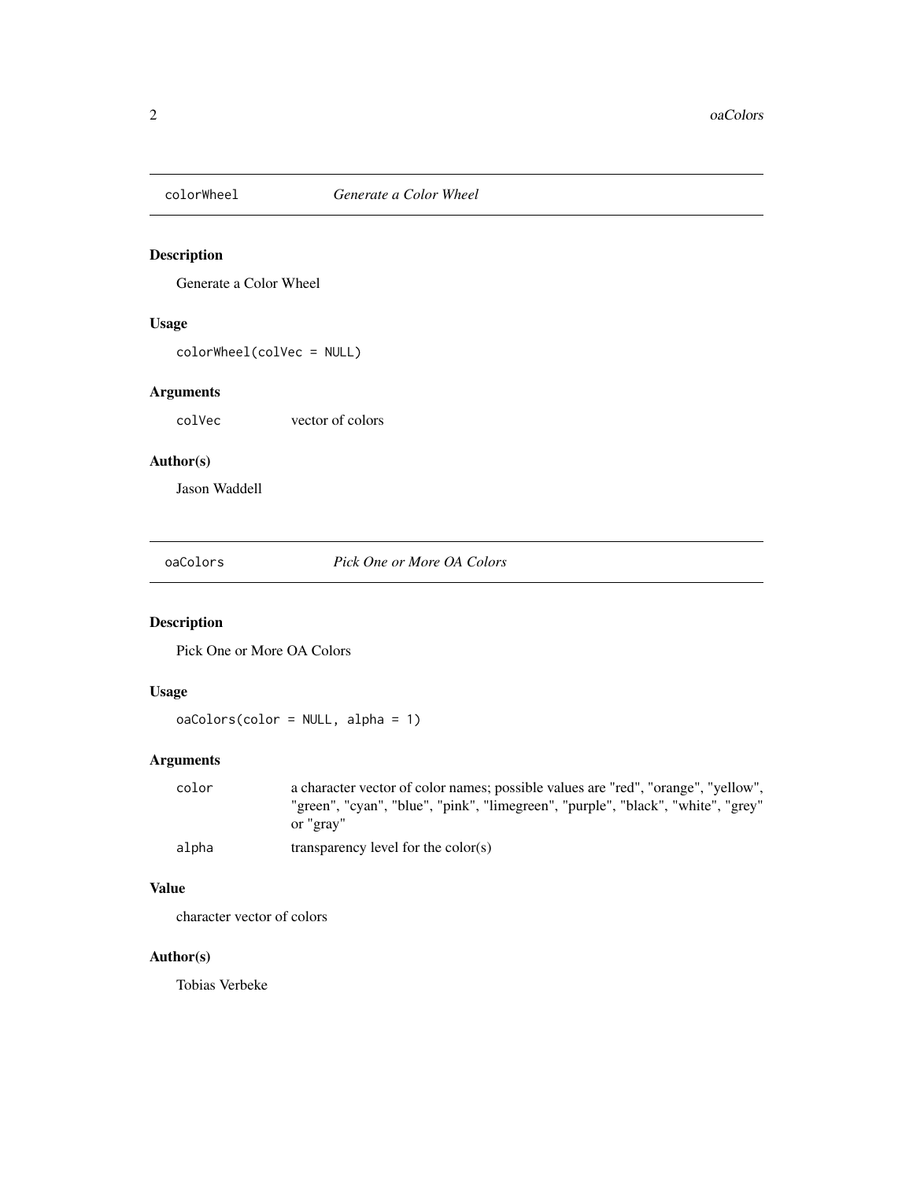## colorWheel *Generate a Color Wheel*

### Description

Generate a Color Wheel

### Usage

```
colorWheel(colVec = NULL)
```

### Arguments

| | |
|---|---|
| colVec | vector of colors |

### Author(s)

Jason Waddell

## oaColors *Pick One or More OA Colors*

### Description

Pick One or More OA Colors

### Usage

```
oaColors(color = NULL, alpha = 1)
```

### Arguments

| | |
|---|---|
| color | a character vector of color names; possible values are "red", "orange", "yellow", "green", "cyan", "blue", "pink", "limegreen", "purple", "black", "white", "grey" or "gray" |
| alpha | transparency level for the color(s) |

### Value

character vector of colors

### Author(s)

Tobias Verbeke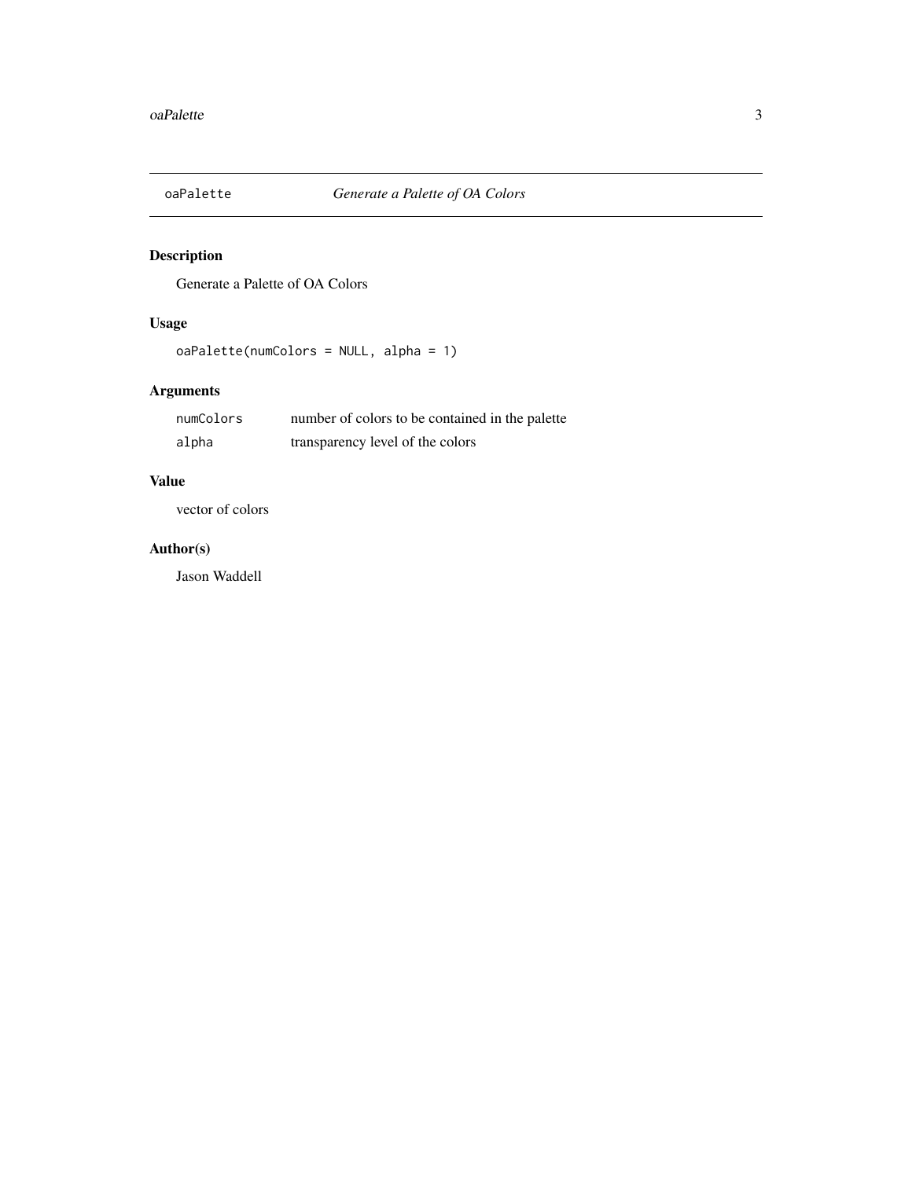# oaPalette — *Generate a Palette of OA Colors*

## Description

Generate a Palette of OA Colors

## Usage

```
oaPalette(numColors = NULL, alpha = 1)
```

## Arguments

| | |
|---|---|
| numColors | number of colors to be contained in the palette |
| alpha | transparency level of the colors |

## Value

vector of colors

## Author(s)

Jason Waddell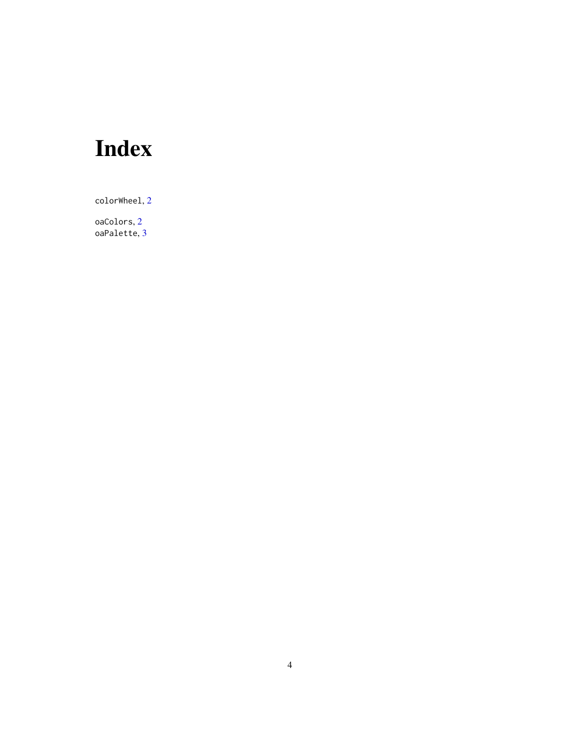# Index

colorWheel, 2

oaColors, 2
oaPalette, 3